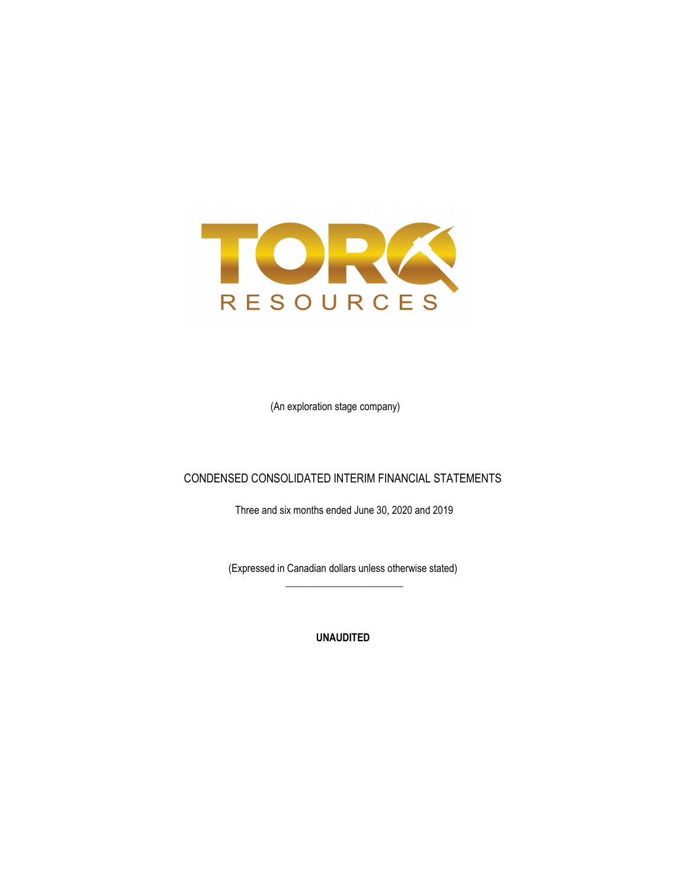TORQ RESOURCES

(An exploration stage company)

CONDENSED CONSOLIDATED INTERIM FINANCIAL STATEMENTS

Three and six months ended June 30, 2020 and 2019

(Expressed in Canadian dollars unless otherwise stated)

**UNAUDITED**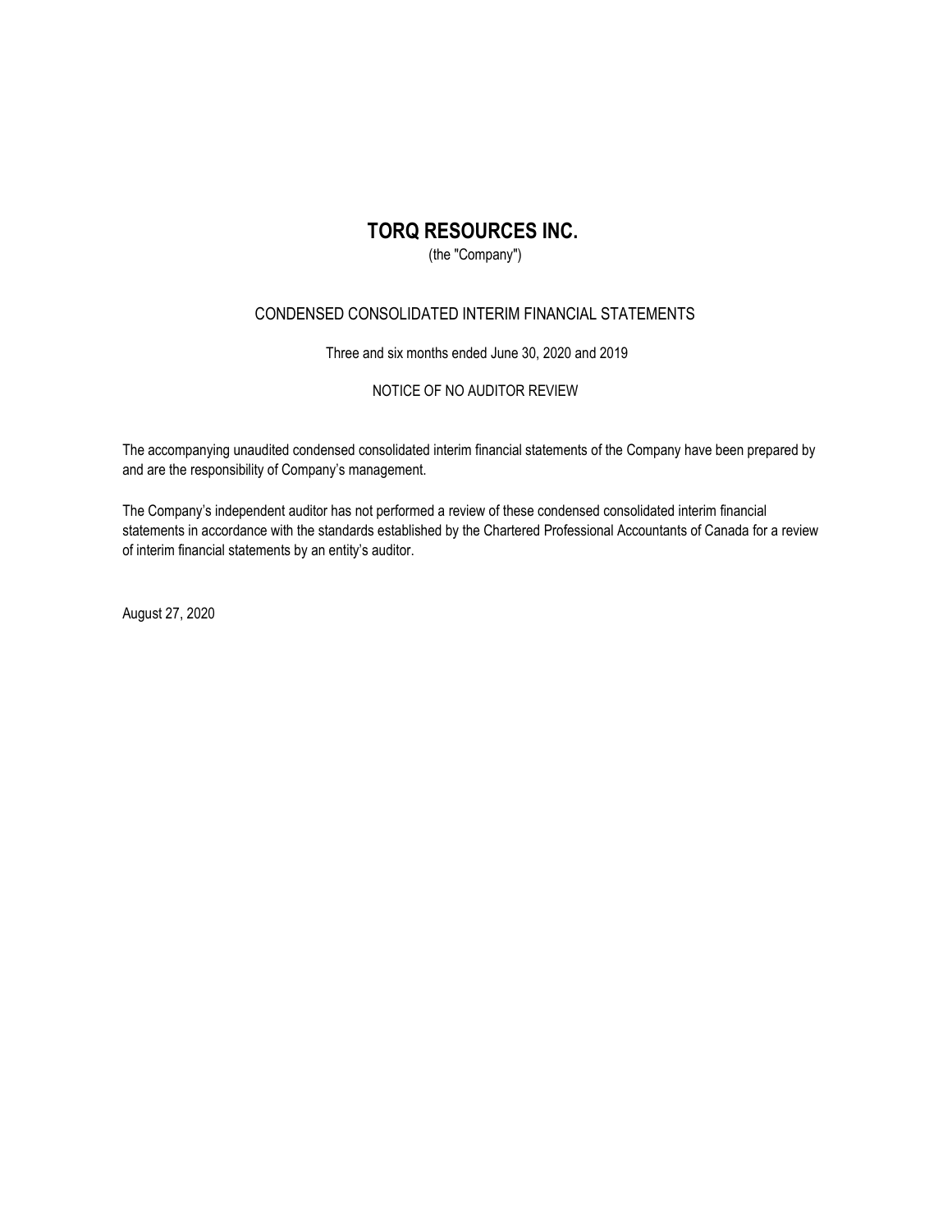# TORQ RESOURCES INC.

(the "Company")

## CONDENSED CONSOLIDATED INTERIM FINANCIAL STATEMENTS

Three and six months ended June 30, 2020 and 2019

NOTICE OF NO AUDITOR REVIEW

The accompanying unaudited condensed consolidated interim financial statements of the Company have been prepared by and are the responsibility of Company's management.

The Company's independent auditor has not performed a review of these condensed consolidated interim financial statements in accordance with the standards established by the Chartered Professional Accountants of Canada for a review of interim financial statements by an entity's auditor.

August 27, 2020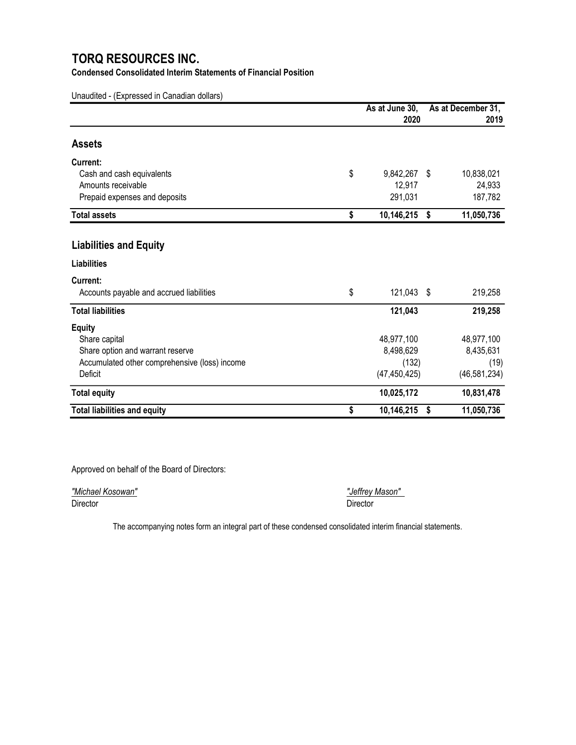# TORQ RESOURCES INC.

**Condensed Consolidated Interim Statements of Financial Position**

Unaudited - (Expressed in Canadian dollars)

| | As at June 30, 2020 | As at December 31, 2019 |
|---|---|---|
| **Assets** | | |
| **Current:** | | |
| Cash and cash equivalents | $ 9,842,267 | $ 10,838,021 |
| Amounts receivable | 12,917 | 24,933 |
| Prepaid expenses and deposits | 291,031 | 187,782 |
| **Total assets** | **$ 10,146,215** | **$ 11,050,736** |
| **Liabilities and Equity** | | |
| **Liabilities** | | |
| **Current:** | | |
| Accounts payable and accrued liabilities | $ 121,043 | $ 219,258 |
| **Total liabilities** | **121,043** | **219,258** |
| **Equity** | | |
| Share capital | 48,977,100 | 48,977,100 |
| Share option and warrant reserve | 8,498,629 | 8,435,631 |
| Accumulated other comprehensive (loss) income | (132) | (19) |
| Deficit | (47,450,425) | (46,581,234) |
| **Total equity** | **10,025,172** | **10,831,478** |
| **Total liabilities and equity** | **$ 10,146,215** | **$ 11,050,736** |

Approved on behalf of the Board of Directors:

*"Michael Kosowan"*
Director

*"Jeffrey Mason"*
Director

The accompanying notes form an integral part of these condensed consolidated interim financial statements.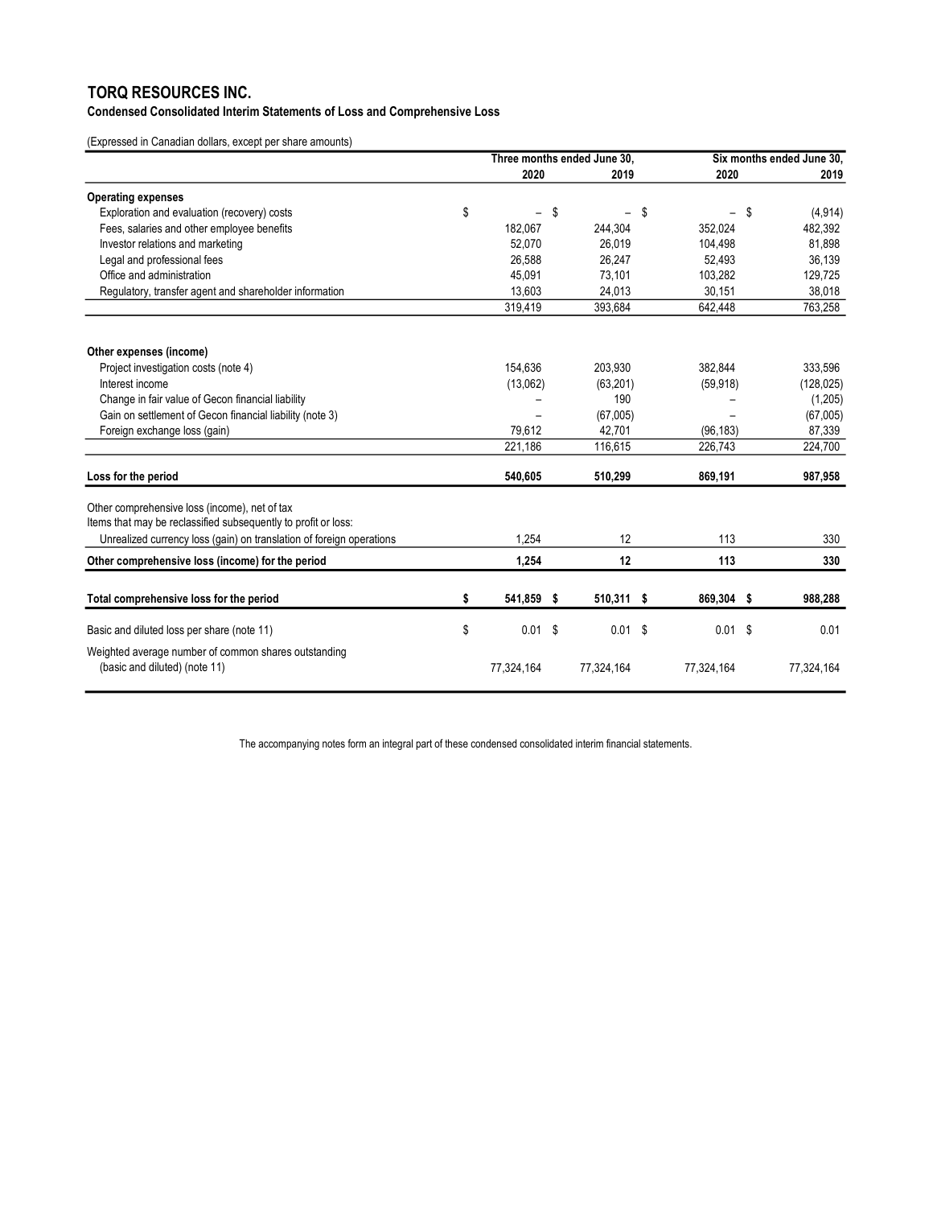# TORQ RESOURCES INC.

**Condensed Consolidated Interim Statements of Loss and Comprehensive Loss**

(Expressed in Canadian dollars, except per share amounts)

| | Three months ended June 30, | | Six months ended June 30, | |
|---|---|---|---|---|
| | 2020 | 2019 | 2020 | 2019 |
| **Operating expenses** | | | | |
| Exploration and evaluation (recovery) costs | $ – | $ – | $ – | $ (4,914) |
| Fees, salaries and other employee benefits | 182,067 | 244,304 | 352,024 | 482,392 |
| Investor relations and marketing | 52,070 | 26,019 | 104,498 | 81,898 |
| Legal and professional fees | 26,588 | 26,247 | 52,493 | 36,139 |
| Office and administration | 45,091 | 73,101 | 103,282 | 129,725 |
| Regulatory, transfer agent and shareholder information | 13,603 | 24,013 | 30,151 | 38,018 |
| | 319,419 | 393,684 | 642,448 | 763,258 |
| **Other expenses (income)** | | | | |
| Project investigation costs (note 4) | 154,636 | 203,930 | 382,844 | 333,596 |
| Interest income | (13,062) | (63,201) | (59,918) | (128,025) |
| Change in fair value of Gecon financial liability | – | 190 | – | (1,205) |
| Gain on settlement of Gecon financial liability (note 3) | – | (67,005) | – | (67,005) |
| Foreign exchange loss (gain) | 79,612 | 42,701 | (96,183) | 87,339 |
| | 221,186 | 116,615 | 226,743 | 224,700 |
| **Loss for the period** | **540,605** | **510,299** | **869,191** | **987,958** |
| Other comprehensive loss (income), net of tax | | | | |
| Items that may be reclassified subsequently to profit or loss: | | | | |
| Unrealized currency loss (gain) on translation of foreign operations | 1,254 | 12 | 113 | 330 |
| **Other comprehensive loss (income) for the period** | **1,254** | **12** | **113** | **330** |
| **Total comprehensive loss for the period** | **$ 541,859** | **$ 510,311** | **$ 869,304** | **$ 988,288** |
| Basic and diluted loss per share (note 11) | $ 0.01 | $ 0.01 | $ 0.01 | $ 0.01 |
| Weighted average number of common shares outstanding (basic and diluted) (note 11) | 77,324,164 | 77,324,164 | 77,324,164 | 77,324,164 |

The accompanying notes form an integral part of these condensed consolidated interim financial statements.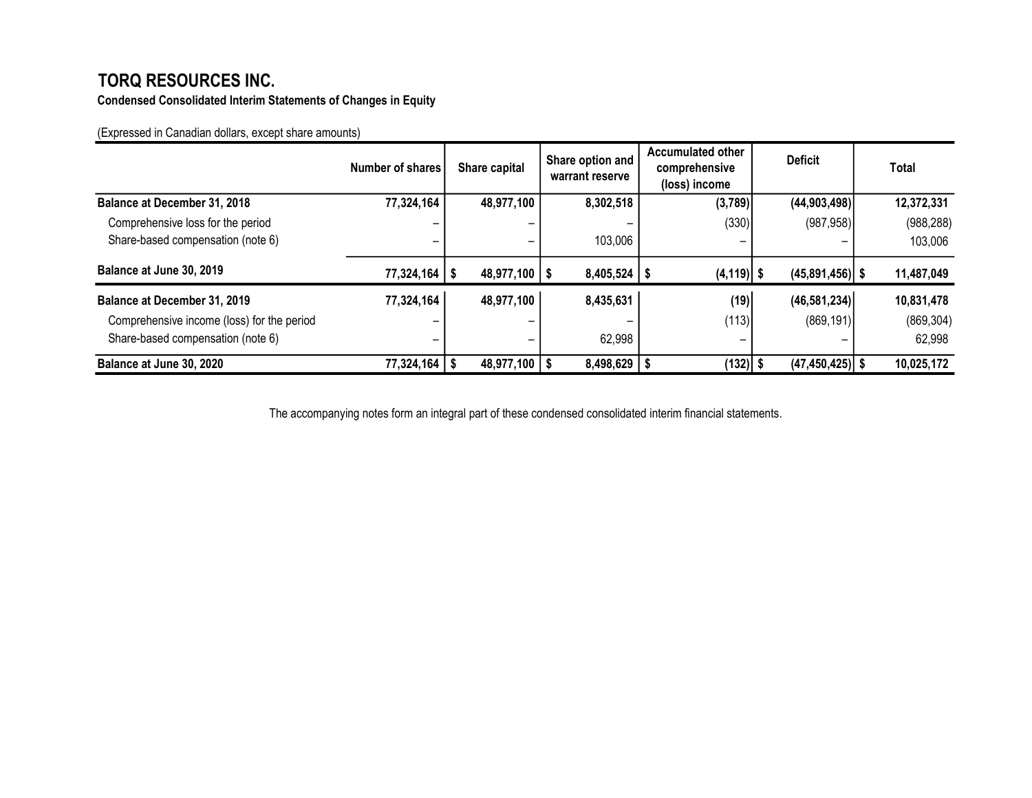# TORQ RESOURCES INC.

**Condensed Consolidated Interim Statements of Changes in Equity**

(Expressed in Canadian dollars, except share amounts)

| | Number of shares | Share capital | Share option and warrant reserve | Accumulated other comprehensive (loss) income | Deficit | Total |
|---|---|---|---|---|---|---|
| **Balance at December 31, 2018** | **77,324,164** | **48,977,100** | **8,302,518** | **(3,789)** | **(44,903,498)** | **12,372,331** |
| Comprehensive loss for the period | – | – | – | (330) | (987,958) | (988,288) |
| Share-based compensation (note 6) | – | – | 103,006 | – | – | 103,006 |
| **Balance at June 30, 2019** | **77,324,164** | **$ 48,977,100** | **$ 8,405,524** | **$ (4,119)** | **$ (45,891,456)** | **$ 11,487,049** |
| **Balance at December 31, 2019** | **77,324,164** | **48,977,100** | **8,435,631** | **(19)** | **(46,581,234)** | **10,831,478** |
| Comprehensive income (loss) for the period | – | – | – | (113) | (869,191) | (869,304) |
| Share-based compensation (note 6) | – | – | 62,998 | – | – | 62,998 |
| **Balance at June 30, 2020** | **77,324,164** | **$ 48,977,100** | **$ 8,498,629** | **$ (132)** | **$ (47,450,425)** | **$ 10,025,172** |

The accompanying notes form an integral part of these condensed consolidated interim financial statements.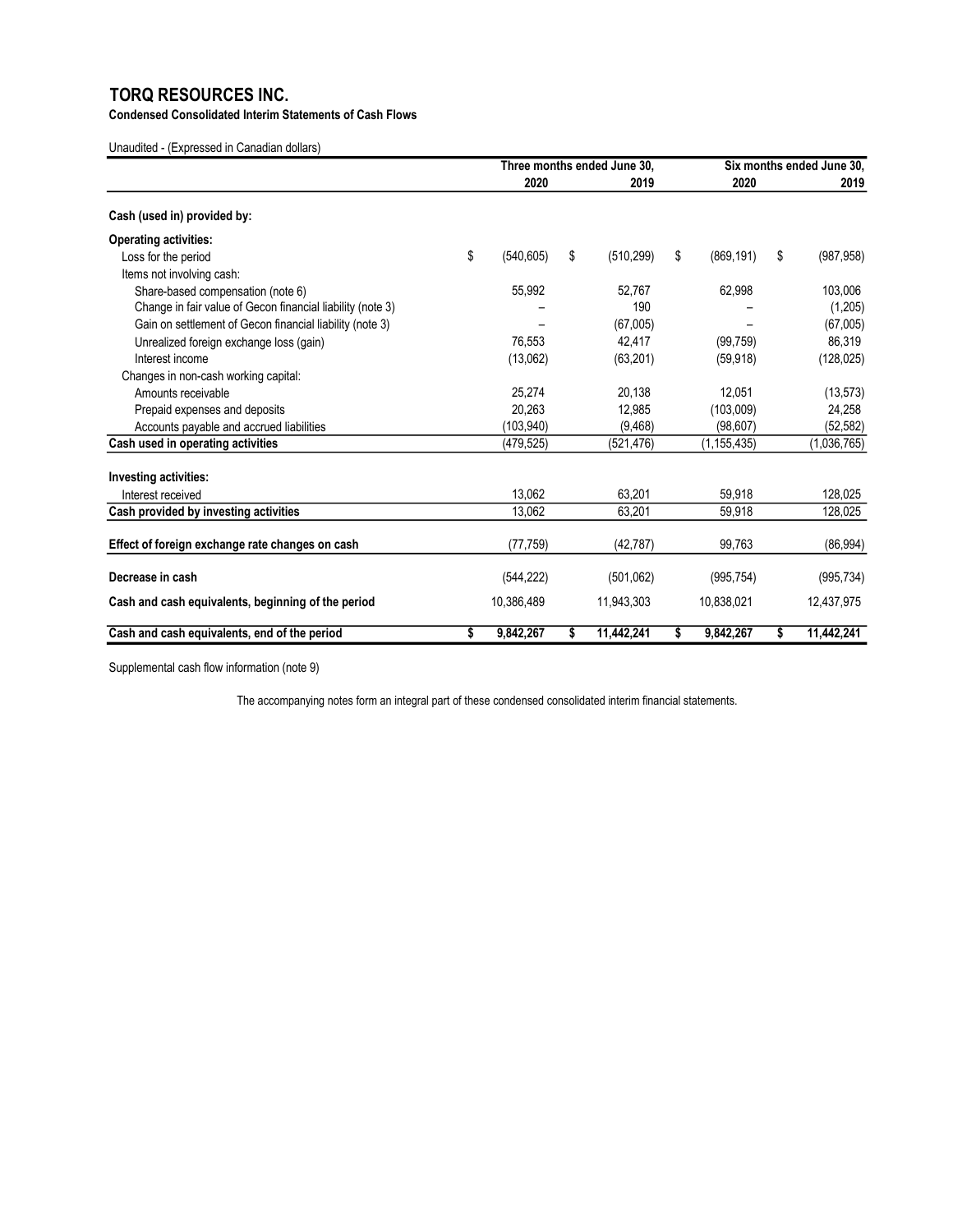# TORQ RESOURCES INC.

**Condensed Consolidated Interim Statements of Cash Flows**

Unaudited - (Expressed in Canadian dollars)

| | Three months ended June 30, | | Six months ended June 30, | |
|---|---|---|---|---|
| | **2020** | **2019** | **2020** | **2019** |
| **Cash (used in) provided by:** | | | | |
| **Operating activities:** | | | | |
| Loss for the period | $ (540,605) | $ (510,299) | $ (869,191) | $ (987,958) |
| Items not involving cash: | | | | |
| Share-based compensation (note 6) | 55,992 | 52,767 | 62,998 | 103,006 |
| Change in fair value of Gecon financial liability (note 3) | – | 190 | – | (1,205) |
| Gain on settlement of Gecon financial liability (note 3) | – | (67,005) | – | (67,005) |
| Unrealized foreign exchange loss (gain) | 76,553 | 42,417 | (99,759) | 86,319 |
| Interest income | (13,062) | (63,201) | (59,918) | (128,025) |
| Changes in non-cash working capital: | | | | |
| Amounts receivable | 25,274 | 20,138 | 12,051 | (13,573) |
| Prepaid expenses and deposits | 20,263 | 12,985 | (103,009) | 24,258 |
| Accounts payable and accrued liabilities | (103,940) | (9,468) | (98,607) | (52,582) |
| **Cash used in operating activities** | (479,525) | (521,476) | (1,155,435) | (1,036,765) |
| **Investing activities:** | | | | |
| Interest received | 13,062 | 63,201 | 59,918 | 128,025 |
| **Cash provided by investing activities** | 13,062 | 63,201 | 59,918 | 128,025 |
| **Effect of foreign exchange rate changes on cash** | (77,759) | (42,787) | 99,763 | (86,994) |
| **Decrease in cash** | (544,222) | (501,062) | (995,754) | (995,734) |
| **Cash and cash equivalents, beginning of the period** | 10,386,489 | 11,943,303 | 10,838,021 | 12,437,975 |
| **Cash and cash equivalents, end of the period** | **$ 9,842,267** | **$ 11,442,241** | **$ 9,842,267** | **$ 11,442,241** |

Supplemental cash flow information (note 9)

The accompanying notes form an integral part of these condensed consolidated interim financial statements.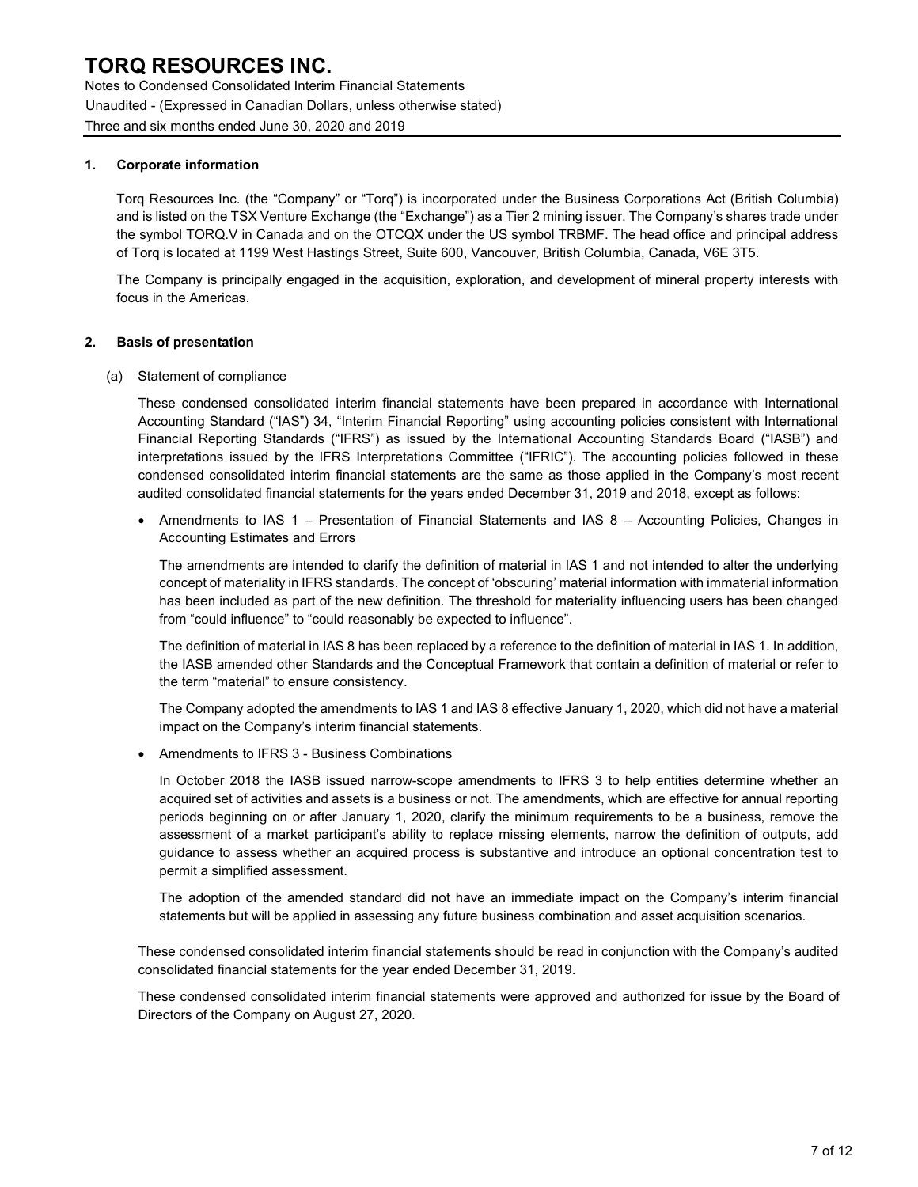# TORQ RESOURCES INC.

Notes to Condensed Consolidated Interim Financial Statements
Unaudited - (Expressed in Canadian Dollars, unless otherwise stated)
Three and six months ended June 30, 2020 and 2019

## 1. Corporate information

Torq Resources Inc. (the "Company" or "Torq") is incorporated under the Business Corporations Act (British Columbia) and is listed on the TSX Venture Exchange (the "Exchange") as a Tier 2 mining issuer. The Company's shares trade under the symbol TORQ.V in Canada and on the OTCQX under the US symbol TRBMF. The head office and principal address of Torq is located at 1199 West Hastings Street, Suite 600, Vancouver, British Columbia, Canada, V6E 3T5.

The Company is principally engaged in the acquisition, exploration, and development of mineral property interests with focus in the Americas.

## 2. Basis of presentation

(a) Statement of compliance

These condensed consolidated interim financial statements have been prepared in accordance with International Accounting Standard ("IAS") 34, "Interim Financial Reporting" using accounting policies consistent with International Financial Reporting Standards ("IFRS") as issued by the International Accounting Standards Board ("IASB") and interpretations issued by the IFRS Interpretations Committee ("IFRIC"). The accounting policies followed in these condensed consolidated interim financial statements are the same as those applied in the Company's most recent audited consolidated financial statements for the years ended December 31, 2019 and 2018, except as follows:

- Amendments to IAS 1 – Presentation of Financial Statements and IAS 8 – Accounting Policies, Changes in Accounting Estimates and Errors

  The amendments are intended to clarify the definition of material in IAS 1 and not intended to alter the underlying concept of materiality in IFRS standards. The concept of 'obscuring' material information with immaterial information has been included as part of the new definition. The threshold for materiality influencing users has been changed from "could influence" to "could reasonably be expected to influence".

  The definition of material in IAS 8 has been replaced by a reference to the definition of material in IAS 1. In addition, the IASB amended other Standards and the Conceptual Framework that contain a definition of material or refer to the term "material" to ensure consistency.

  The Company adopted the amendments to IAS 1 and IAS 8 effective January 1, 2020, which did not have a material impact on the Company's interim financial statements.

- Amendments to IFRS 3 - Business Combinations

  In October 2018 the IASB issued narrow-scope amendments to IFRS 3 to help entities determine whether an acquired set of activities and assets is a business or not. The amendments, which are effective for annual reporting periods beginning on or after January 1, 2020, clarify the minimum requirements to be a business, remove the assessment of a market participant's ability to replace missing elements, narrow the definition of outputs, add guidance to assess whether an acquired process is substantive and introduce an optional concentration test to permit a simplified assessment.

  The adoption of the amended standard did not have an immediate impact on the Company's interim financial statements but will be applied in assessing any future business combination and asset acquisition scenarios.

These condensed consolidated interim financial statements should be read in conjunction with the Company's audited consolidated financial statements for the year ended December 31, 2019.

These condensed consolidated interim financial statements were approved and authorized for issue by the Board of Directors of the Company on August 27, 2020.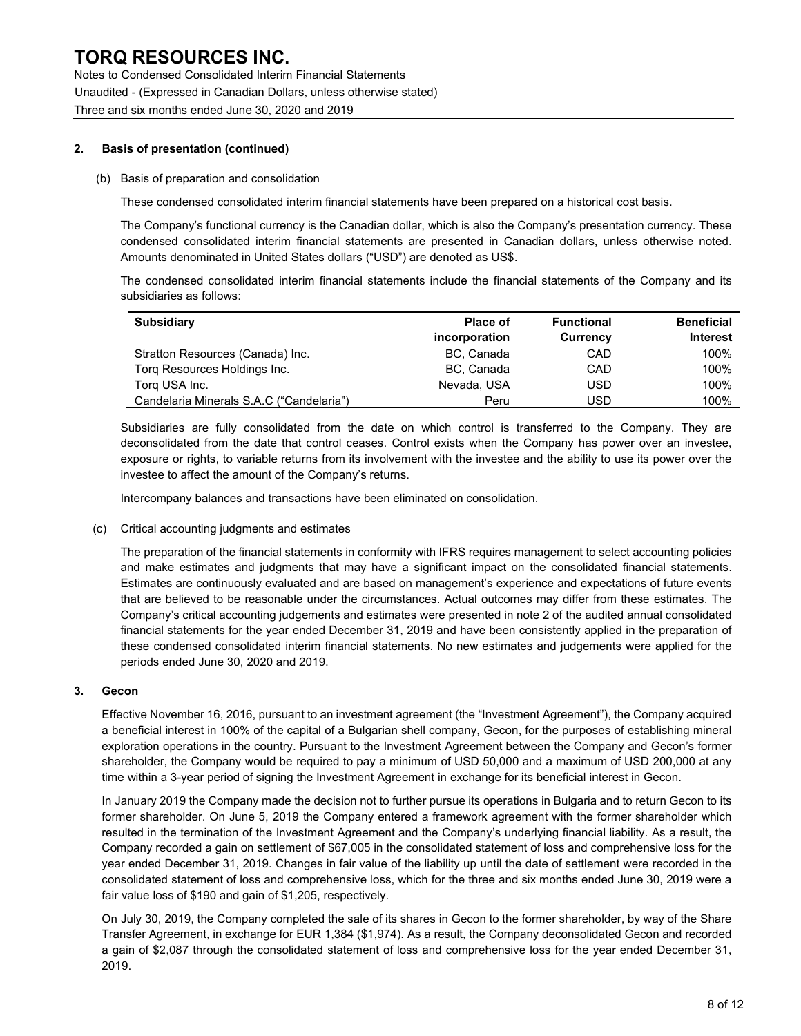## 2. Basis of presentation (continued)

(b) Basis of preparation and consolidation

These condensed consolidated interim financial statements have been prepared on a historical cost basis.

The Company's functional currency is the Canadian dollar, which is also the Company's presentation currency. These condensed consolidated interim financial statements are presented in Canadian dollars, unless otherwise noted. Amounts denominated in United States dollars ("USD") are denoted as US$.

The condensed consolidated interim financial statements include the financial statements of the Company and its subsidiaries as follows:

| Subsidiary | Place of incorporation | Functional Currency | Beneficial Interest |
|---|---|---|---|
| Stratton Resources (Canada) Inc. | BC, Canada | CAD | 100% |
| Torq Resources Holdings Inc. | BC, Canada | CAD | 100% |
| Torq USA Inc. | Nevada, USA | USD | 100% |
| Candelaria Minerals S.A.C ("Candelaria") | Peru | USD | 100% |

Subsidiaries are fully consolidated from the date on which control is transferred to the Company. They are deconsolidated from the date that control ceases. Control exists when the Company has power over an investee, exposure or rights, to variable returns from its involvement with the investee and the ability to use its power over the investee to affect the amount of the Company's returns.

Intercompany balances and transactions have been eliminated on consolidation.

(c) Critical accounting judgments and estimates

The preparation of the financial statements in conformity with IFRS requires management to select accounting policies and make estimates and judgments that may have a significant impact on the consolidated financial statements. Estimates are continuously evaluated and are based on management's experience and expectations of future events that are believed to be reasonable under the circumstances. Actual outcomes may differ from these estimates. The Company's critical accounting judgements and estimates were presented in note 2 of the audited annual consolidated financial statements for the year ended December 31, 2019 and have been consistently applied in the preparation of these condensed consolidated interim financial statements. No new estimates and judgements were applied for the periods ended June 30, 2020 and 2019.

## 3. Gecon

Effective November 16, 2016, pursuant to an investment agreement (the "Investment Agreement"), the Company acquired a beneficial interest in 100% of the capital of a Bulgarian shell company, Gecon, for the purposes of establishing mineral exploration operations in the country. Pursuant to the Investment Agreement between the Company and Gecon's former shareholder, the Company would be required to pay a minimum of USD 50,000 and a maximum of USD 200,000 at any time within a 3-year period of signing the Investment Agreement in exchange for its beneficial interest in Gecon.

In January 2019 the Company made the decision not to further pursue its operations in Bulgaria and to return Gecon to its former shareholder. On June 5, 2019 the Company entered a framework agreement with the former shareholder which resulted in the termination of the Investment Agreement and the Company's underlying financial liability. As a result, the Company recorded a gain on settlement of $67,005 in the consolidated statement of loss and comprehensive loss for the year ended December 31, 2019. Changes in fair value of the liability up until the date of settlement were recorded in the consolidated statement of loss and comprehensive loss, which for the three and six months ended June 30, 2019 were a fair value loss of $190 and gain of $1,205, respectively.

On July 30, 2019, the Company completed the sale of its shares in Gecon to the former shareholder, by way of the Share Transfer Agreement, in exchange for EUR 1,384 ($1,974). As a result, the Company deconsolidated Gecon and recorded a gain of $2,087 through the consolidated statement of loss and comprehensive loss for the year ended December 31, 2019.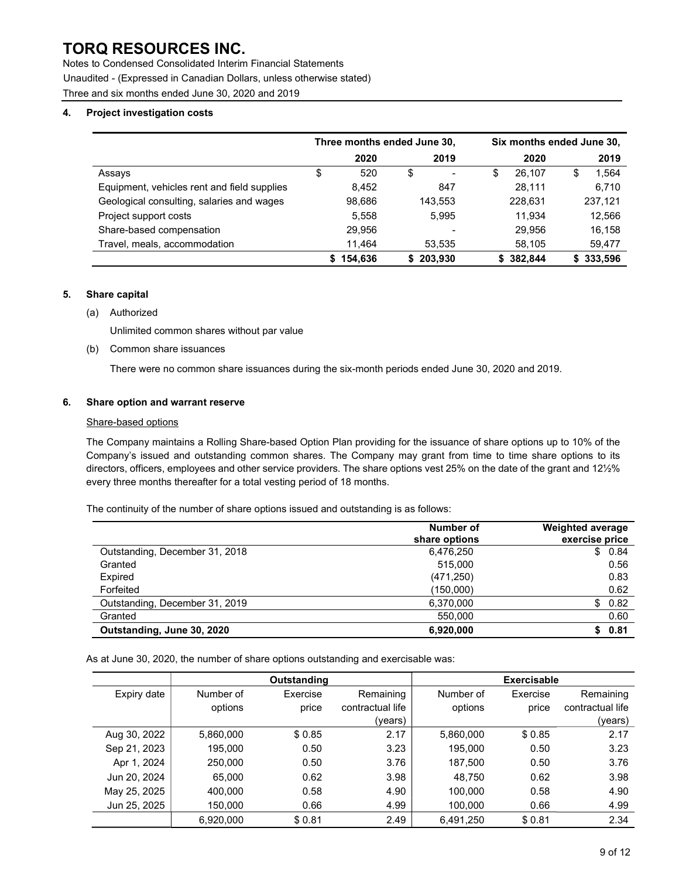# TORQ RESOURCES INC.

Notes to Condensed Consolidated Interim Financial Statements

Unaudited - (Expressed in Canadian Dollars, unless otherwise stated)

Three and six months ended June 30, 2020 and 2019

## 4. Project investigation costs

| | Three months ended June 30, | | Six months ended June 30, | |
|---|---|---|---|---|
| | 2020 | 2019 | 2020 | 2019 |
| Assays | $ 520 | $ - | $ 26,107 | $ 1,564 |
| Equipment, vehicles rent and field supplies | 8,452 | 847 | 28,111 | 6,710 |
| Geological consulting, salaries and wages | 98,686 | 143,553 | 228,631 | 237,121 |
| Project support costs | 5,558 | 5,995 | 11,934 | 12,566 |
| Share-based compensation | 29,956 | - | 29,956 | 16,158 |
| Travel, meals, accommodation | 11,464 | 53,535 | 58,105 | 59,477 |
| | **$ 154,636** | **$ 203,930** | **$ 382,844** | **$ 333,596** |

## 5. Share capital

(a) Authorized

Unlimited common shares without par value

(b) Common share issuances

There were no common share issuances during the six-month periods ended June 30, 2020 and 2019.

## 6. Share option and warrant reserve

Share-based options

The Company maintains a Rolling Share-based Option Plan providing for the issuance of share options up to 10% of the Company's issued and outstanding common shares. The Company may grant from time to time share options to its directors, officers, employees and other service providers. The share options vest 25% on the date of the grant and 12½% every three months thereafter for a total vesting period of 18 months.

The continuity of the number of share options issued and outstanding is as follows:

| | Number of share options | Weighted average exercise price |
|---|---|---|
| Outstanding, December 31, 2018 | 6,476,250 | $ 0.84 |
| Granted | 515,000 | 0.56 |
| Expired | (471,250) | 0.83 |
| Forfeited | (150,000) | 0.62 |
| Outstanding, December 31, 2019 | 6,370,000 | $ 0.82 |
| Granted | 550,000 | 0.60 |
| **Outstanding, June 30, 2020** | **6,920,000** | **$ 0.81** |

As at June 30, 2020, the number of share options outstanding and exercisable was:

| | Outstanding | | | Exercisable | | |
|---|---|---|---|---|---|---|
| Expiry date | Number of options | Exercise price | Remaining contractual life (years) | Number of options | Exercise price | Remaining contractual life (years) |
| Aug 30, 2022 | 5,860,000 | $ 0.85 | 2.17 | 5,860,000 | $ 0.85 | 2.17 |
| Sep 21, 2023 | 195,000 | 0.50 | 3.23 | 195,000 | 0.50 | 3.23 |
| Apr 1, 2024 | 250,000 | 0.50 | 3.76 | 187,500 | 0.50 | 3.76 |
| Jun 20, 2024 | 65,000 | 0.62 | 3.98 | 48,750 | 0.62 | 3.98 |
| May 25, 2025 | 400,000 | 0.58 | 4.90 | 100,000 | 0.58 | 4.90 |
| Jun 25, 2025 | 150,000 | 0.66 | 4.99 | 100,000 | 0.66 | 4.99 |
| | 6,920,000 | $ 0.81 | 2.49 | 6,491,250 | $ 0.81 | 2.34 |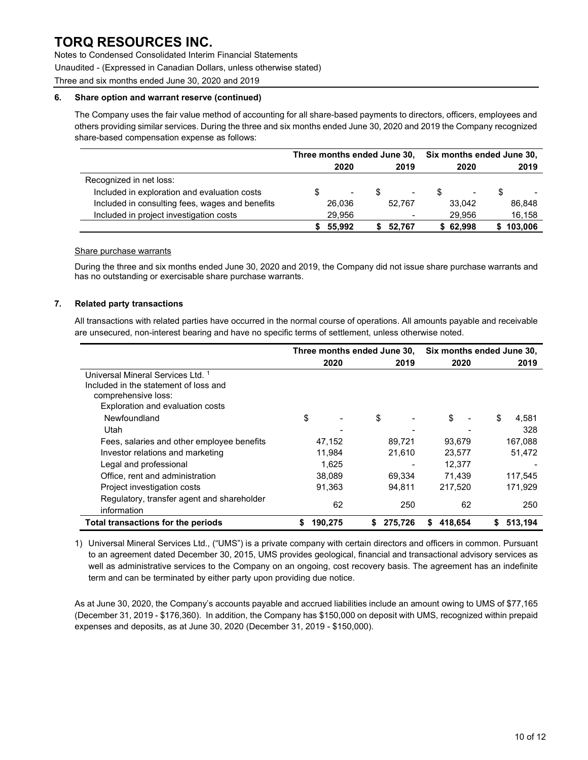### 6. Share option and warrant reserve (continued)

The Company uses the fair value method of accounting for all share-based payments to directors, officers, employees and others providing similar services. During the three and six months ended June 30, 2020 and 2019 the Company recognized share-based compensation expense as follows:

| | Three months ended June 30, | | Six months ended June 30, | |
|---|---|---|---|---|
| | 2020 | 2019 | 2020 | 2019 |
| Recognized in net loss: | | | | |
| Included in exploration and evaluation costs | $ - | $ - | $ - | $ - |
| Included in consulting fees, wages and benefits | 26,036 | 52,767 | 33,042 | 86,848 |
| Included in project investigation costs | 29,956 | - | 29,956 | 16,158 |
| | $ 55,992 | $ 52,767 | $ 62,998 | $ 103,006 |

Share purchase warrants

During the three and six months ended June 30, 2020 and 2019, the Company did not issue share purchase warrants and has no outstanding or exercisable share purchase warrants.

### 7. Related party transactions

All transactions with related parties have occurred in the normal course of operations. All amounts payable and receivable are unsecured, non-interest bearing and have no specific terms of settlement, unless otherwise noted.

| | Three months ended June 30, | | Six months ended June 30, | |
|---|---|---|---|---|
| | 2020 | 2019 | 2020 | 2019 |
| Universal Mineral Services Ltd. [1] | | | | |
| Included in the statement of loss and comprehensive loss: | | | | |
| Exploration and evaluation costs | | | | |
| Newfoundland | $ - | $ - | $ - | $ 4,581 |
| Utah | - | - | - | 328 |
| Fees, salaries and other employee benefits | 47,152 | 89,721 | 93,679 | 167,088 |
| Investor relations and marketing | 11,984 | 21,610 | 23,577 | 51,472 |
| Legal and professional | 1,625 | - | 12,377 | - |
| Office, rent and administration | 38,089 | 69,334 | 71,439 | 117,545 |
| Project investigation costs | 91,363 | 94,811 | 217,520 | 171,929 |
| Regulatory, transfer agent and shareholder information | 62 | 250 | 62 | 250 |
| **Total transactions for the periods** | **$ 190,275** | **$ 275,726** | **$ 418,654** | **$ 513,194** |

1) Universal Mineral Services Ltd., ("UMS") is a private company with certain directors and officers in common. Pursuant to an agreement dated December 30, 2015, UMS provides geological, financial and transactional advisory services as well as administrative services to the Company on an ongoing, cost recovery basis. The agreement has an indefinite term and can be terminated by either party upon providing due notice.

As at June 30, 2020, the Company's accounts payable and accrued liabilities include an amount owing to UMS of $77,165 (December 31, 2019 - $176,360). In addition, the Company has $150,000 on deposit with UMS, recognized within prepaid expenses and deposits, as at June 30, 2020 (December 31, 2019 - $150,000).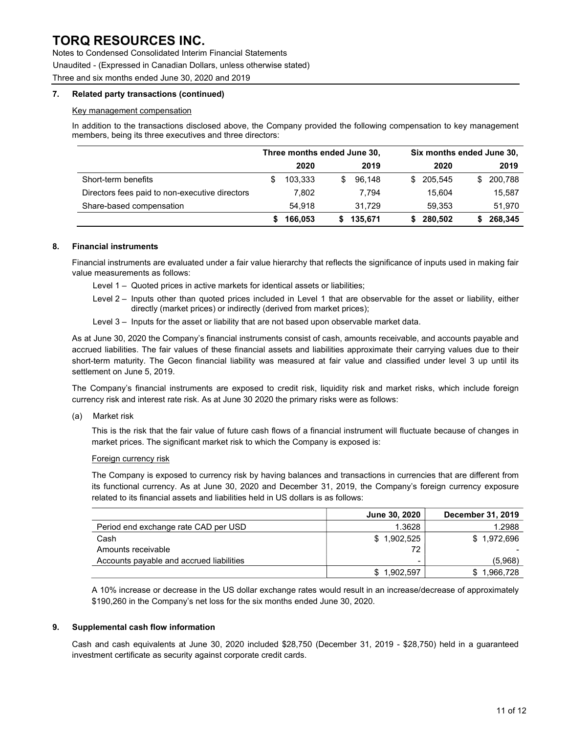# TORQ RESOURCES INC.

Notes to Condensed Consolidated Interim Financial Statements

Unaudited - (Expressed in Canadian Dollars, unless otherwise stated)

Three and six months ended June 30, 2020 and 2019

## 7. Related party transactions (continued)

Key management compensation

In addition to the transactions disclosed above, the Company provided the following compensation to key management members, being its three executives and three directors:

| | Three months ended June 30, | | Six months ended June 30, | |
|---|---|---|---|---|
| | **2020** | **2019** | **2020** | **2019** |
| Short-term benefits | $ 103,333 | $ 96,148 | $ 205,545 | $ 200,788 |
| Directors fees paid to non-executive directors | 7,802 | 7,794 | 15,604 | 15,587 |
| Share-based compensation | 54,918 | 31,729 | 59,353 | 51,970 |
| | **$ 166,053** | **$ 135,671** | **$ 280,502** | **$ 268,345** |

## 8. Financial instruments

Financial instruments are evaluated under a fair value hierarchy that reflects the significance of inputs used in making fair value measurements as follows:

- Level 1 – Quoted prices in active markets for identical assets or liabilities;
- Level 2 – Inputs other than quoted prices included in Level 1 that are observable for the asset or liability, either directly (market prices) or indirectly (derived from market prices);
- Level 3 – Inputs for the asset or liability that are not based upon observable market data.

As at June 30, 2020 the Company's financial instruments consist of cash, amounts receivable, and accounts payable and accrued liabilities. The fair values of these financial assets and liabilities approximate their carrying values due to their short-term maturity. The Gecon financial liability was measured at fair value and classified under level 3 up until its settlement on June 5, 2019.

The Company's financial instruments are exposed to credit risk, liquidity risk and market risks, which include foreign currency risk and interest rate risk. As at June 30 2020 the primary risks were as follows:

(a) Market risk

This is the risk that the fair value of future cash flows of a financial instrument will fluctuate because of changes in market prices. The significant market risk to which the Company is exposed is:

Foreign currency risk

The Company is exposed to currency risk by having balances and transactions in currencies that are different from its functional currency. As at June 30, 2020 and December 31, 2019, the Company's foreign currency exposure related to its financial assets and liabilities held in US dollars is as follows:

| | June 30, 2020 | December 31, 2019 |
|---|---|---|
| Period end exchange rate CAD per USD | 1.3628 | 1.2988 |
| Cash | $ 1,902,525 | $ 1,972,696 |
| Amounts receivable | 72 | - |
| Accounts payable and accrued liabilities | - | (5,968) |
| | $ 1,902,597 | $ 1,966,728 |

A 10% increase or decrease in the US dollar exchange rates would result in an increase/decrease of approximately $190,260 in the Company's net loss for the six months ended June 30, 2020.

## 9. Supplemental cash flow information

Cash and cash equivalents at June 30, 2020 included $28,750 (December 31, 2019 - $28,750) held in a guaranteed investment certificate as security against corporate credit cards.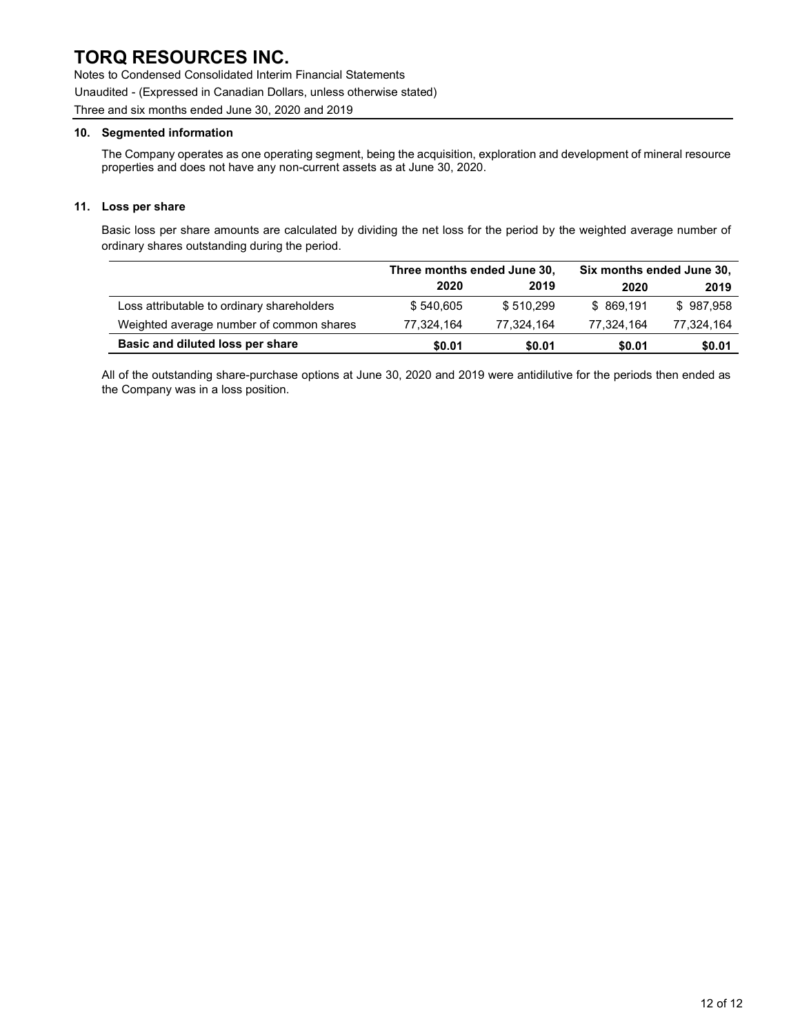# TORQ RESOURCES INC.

Notes to Condensed Consolidated Interim Financial Statements

Unaudited - (Expressed in Canadian Dollars, unless otherwise stated)

Three and six months ended June 30, 2020 and 2019

## 10. Segmented information

The Company operates as one operating segment, being the acquisition, exploration and development of mineral resource properties and does not have any non-current assets as at June 30, 2020.

## 11. Loss per share

Basic loss per share amounts are calculated by dividing the net loss for the period by the weighted average number of ordinary shares outstanding during the period.

| | Three months ended June 30, | | Six months ended June 30, | |
|---|---|---|---|---|
| | 2020 | 2019 | 2020 | 2019 |
| Loss attributable to ordinary shareholders | $ 540,605 | $ 510,299 | $ 869,191 | $ 987,958 |
| Weighted average number of common shares | 77,324,164 | 77,324,164 | 77,324,164 | 77,324,164 |
| **Basic and diluted loss per share** | **$0.01** | **$0.01** | **$0.01** | **$0.01** |

All of the outstanding share-purchase options at June 30, 2020 and 2019 were antidilutive for the periods then ended as the Company was in a loss position.